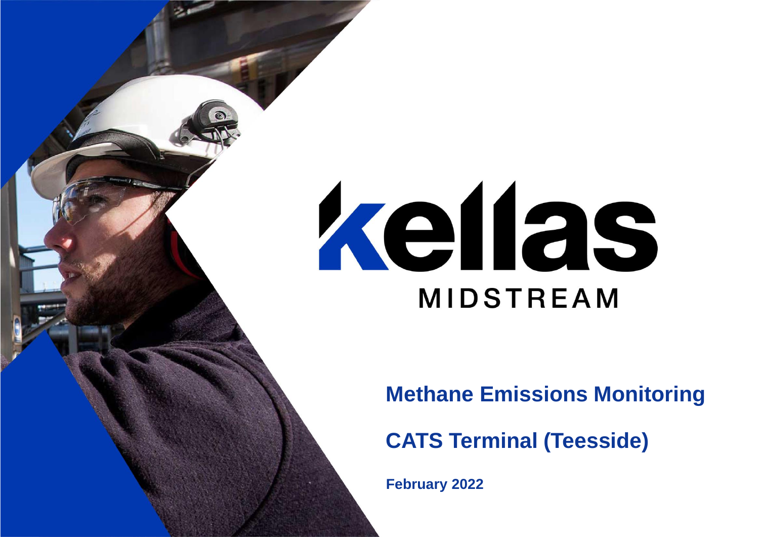kellas

MIDSTREAM

# Methane Emissions Monitoring

## CATS Terminal (Teesside)

**February 2022**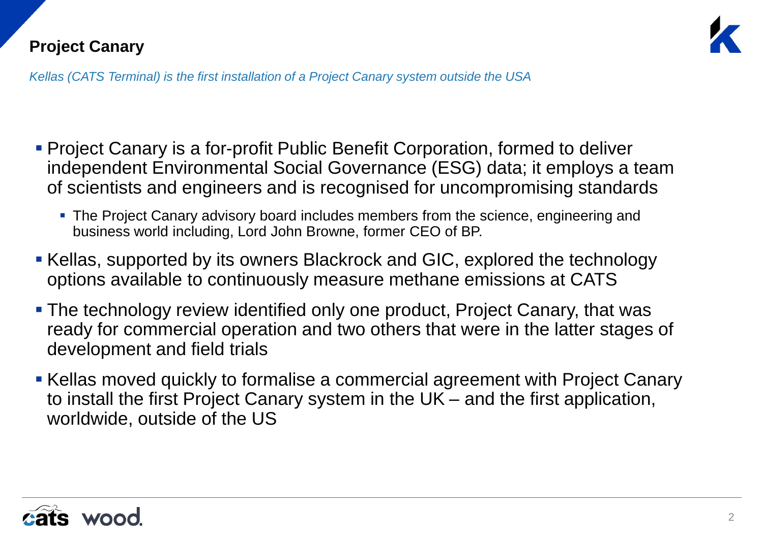# Project Canary

*Kellas (CATS Terminal) is the first installation of a Project Canary system outside the USA*

- Project Canary is a for-profit Public Benefit Corporation, formed to deliver independent Environmental Social Governance (ESG) data; it employs a team of scientists and engineers and is recognised for uncompromising standards
  - The Project Canary advisory board includes members from the science, engineering and business world including, Lord John Browne, former CEO of BP.
- Kellas, supported by its owners Blackrock and GIC, explored the technology options available to continuously measure methane emissions at CATS
- The technology review identified only one product, Project Canary, that was ready for commercial operation and two others that were in the latter stages of development and field trials
- Kellas moved quickly to formalise a commercial agreement with Project Canary to install the first Project Canary system in the UK – and the first application, worldwide, outside of the US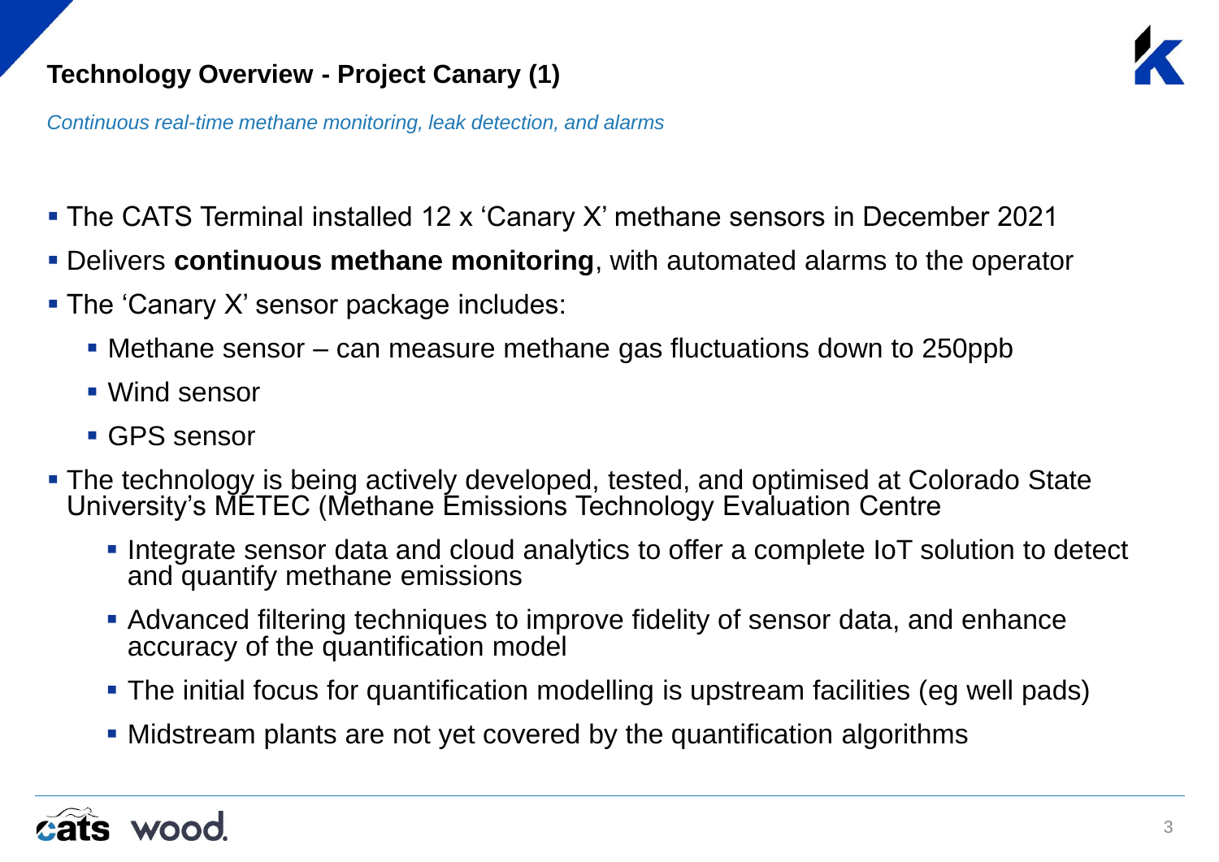## Technology Overview - Project Canary (1)

*Continuous real-time methane monitoring, leak detection, and alarms*

- The CATS Terminal installed 12 x ‘Canary X’ methane sensors in December 2021
- Delivers **continuous methane monitoring**, with automated alarms to the operator
- The ‘Canary X’ sensor package includes:
  - Methane sensor – can measure methane gas fluctuations down to 250ppb
  - Wind sensor
  - GPS sensor
- The technology is being actively developed, tested, and optimised at Colorado State University’s METEC (Methane Emissions Technology Evaluation Centre
  - Integrate sensor data and cloud analytics to offer a complete IoT solution to detect and quantify methane emissions
  - Advanced filtering techniques to improve fidelity of sensor data, and enhance accuracy of the quantification model
  - The initial focus for quantification modelling is upstream facilities (eg well pads)
  - Midstream plants are not yet covered by the quantification algorithms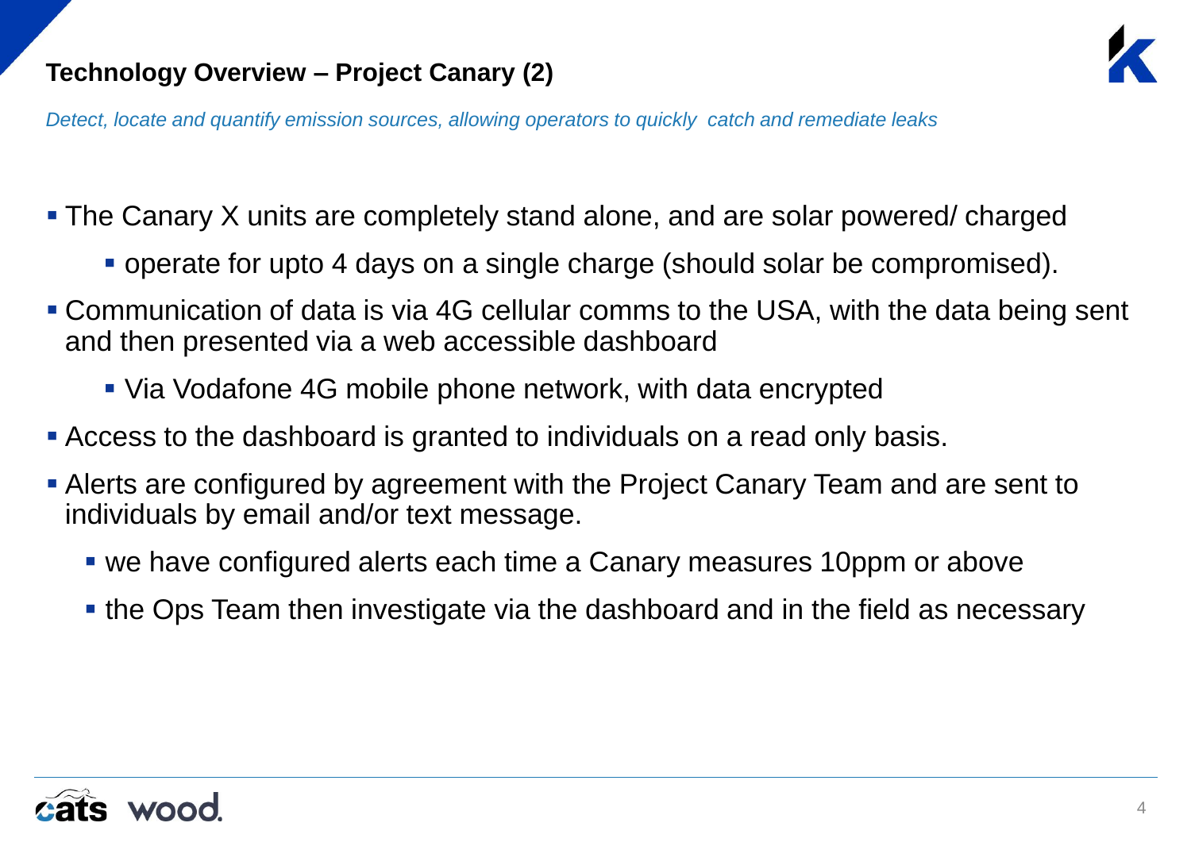## Technology Overview – Project Canary (2)

*Detect, locate and quantify emission sources, allowing operators to quickly  catch and remediate leaks*

- The Canary X units are completely stand alone, and are solar powered/ charged
  - operate for upto 4 days on a single charge (should solar be compromised).
- Communication of data is via 4G cellular comms to the USA, with the data being sent and then presented via a web accessible dashboard
  - Via Vodafone 4G mobile phone network, with data encrypted
- Access to the dashboard is granted to individuals on a read only basis.
- Alerts are configured by agreement with the Project Canary Team and are sent to individuals by email and/or text message.
  - we have configured alerts each time a Canary measures 10ppm or above
  - the Ops Team then investigate via the dashboard and in the field as necessary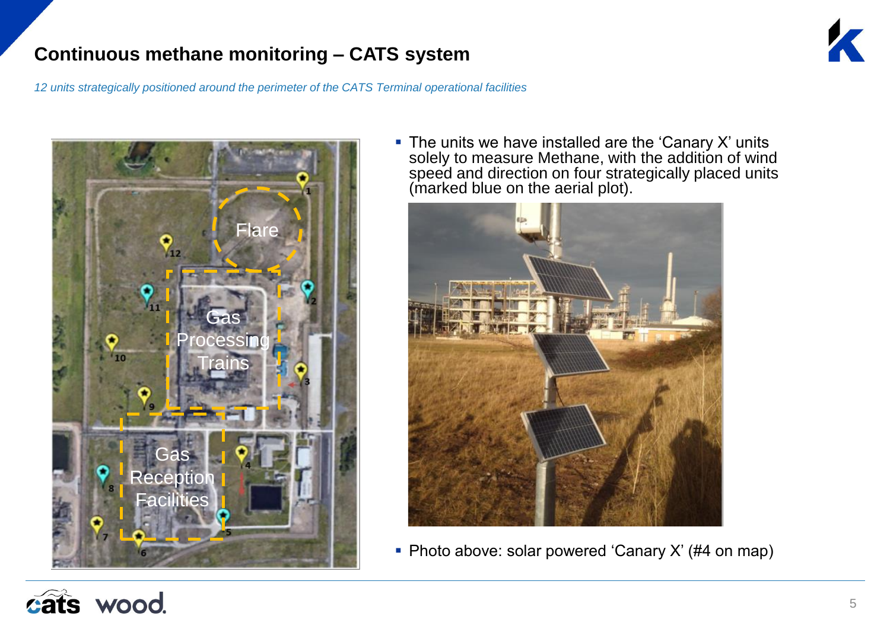# Continuous methane monitoring – CATS system

*12 units strategically positioned around the perimeter of the CATS Terminal operational facilities*

- The units we have installed are the ‘Canary X’ units solely to measure Methane, with the addition of wind speed and direction on four strategically placed units (marked blue on the aerial plot).

- Photo above: solar powered ‘Canary X’ (#4 on map)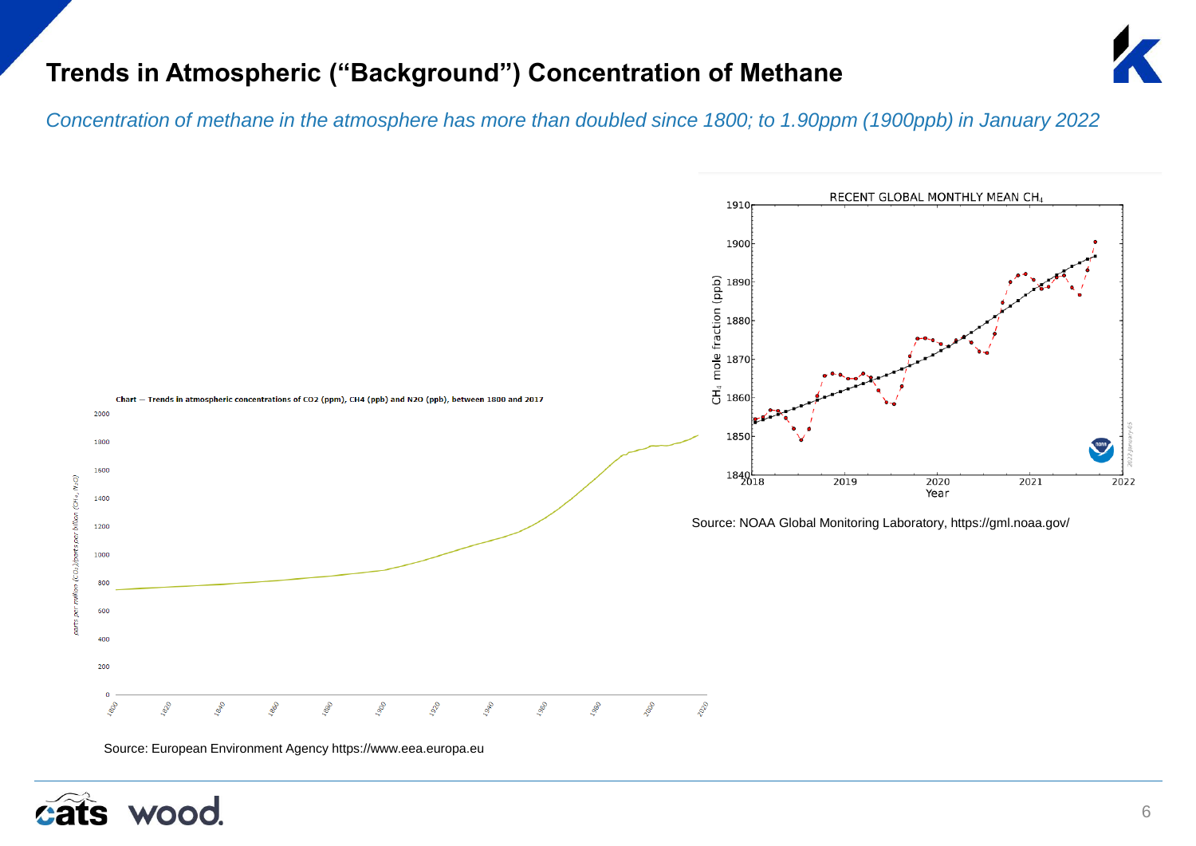# Trends in Atmospheric ("Background") Concentration of Methane

*Concentration of methane in the atmosphere has more than doubled since 1800; to 1.90ppm (1900ppb) in January 2022*

Source: NOAA Global Monitoring Laboratory, https://gml.noaa.gov/

Source: European Environment Agency https://www.eea.europa.eu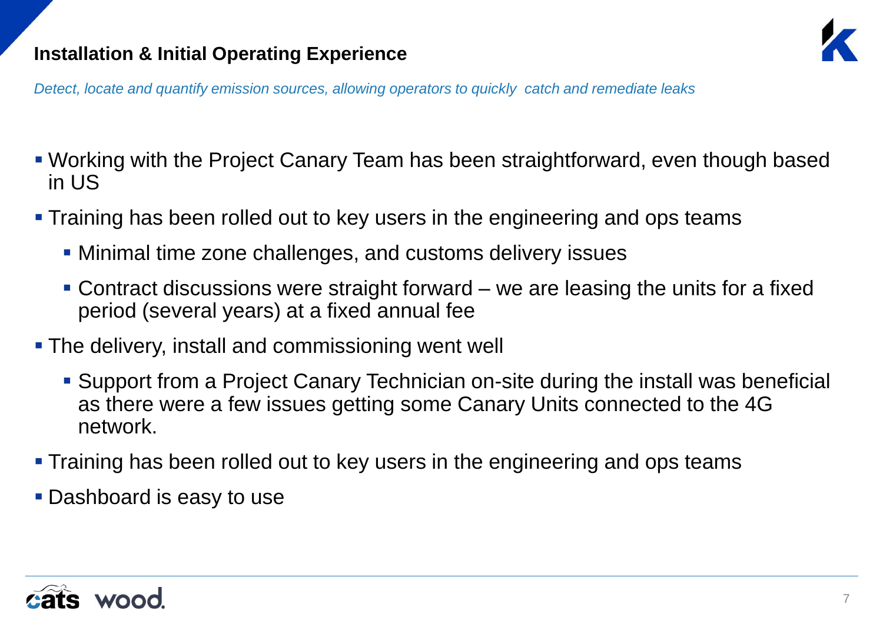## Installation & Initial Operating Experience

*Detect, locate and quantify emission sources, allowing operators to quickly catch and remediate leaks*

- Working with the Project Canary Team has been straightforward, even though based in US
- Training has been rolled out to key users in the engineering and ops teams
  - Minimal time zone challenges, and customs delivery issues
  - Contract discussions were straight forward – we are leasing the units for a fixed period (several years) at a fixed annual fee
- The delivery, install and commissioning went well
  - Support from a Project Canary Technician on-site during the install was beneficial as there were a few issues getting some Canary Units connected to the 4G network.
- Training has been rolled out to key users in the engineering and ops teams
- Dashboard is easy to use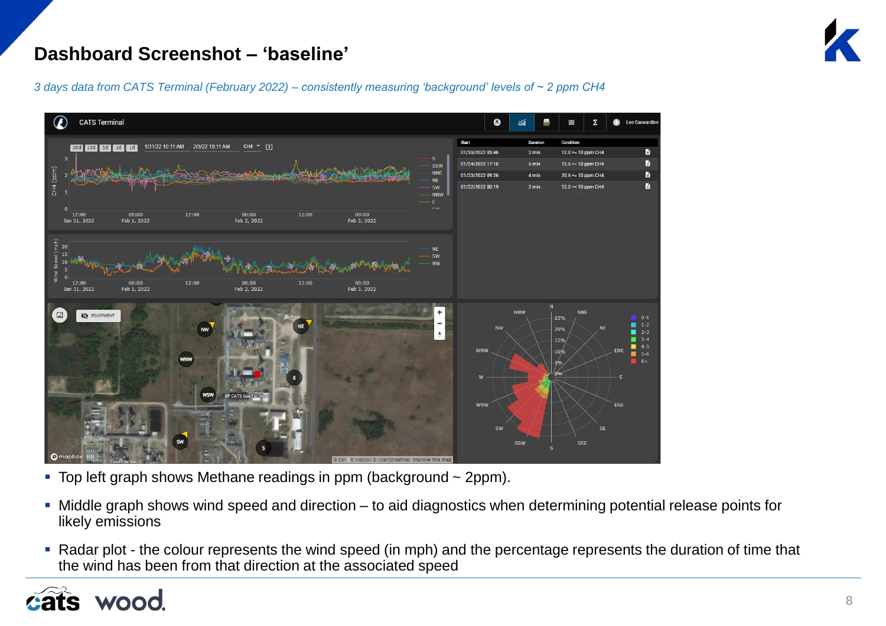# Dashboard Screenshot – ‘baseline’

*3 days data from CATS Terminal (February 2022) – consistently measuring ‘background’ levels of ~ 2 ppm CH4*

- Top left graph shows Methane readings in ppm (background ~ 2ppm).
- Middle graph shows wind speed and direction – to aid diagnostics when determining potential release points for likely emissions
- Radar plot - the colour represents the wind speed (in mph) and the percentage represents the duration of time that the wind has been from that direction at the associated speed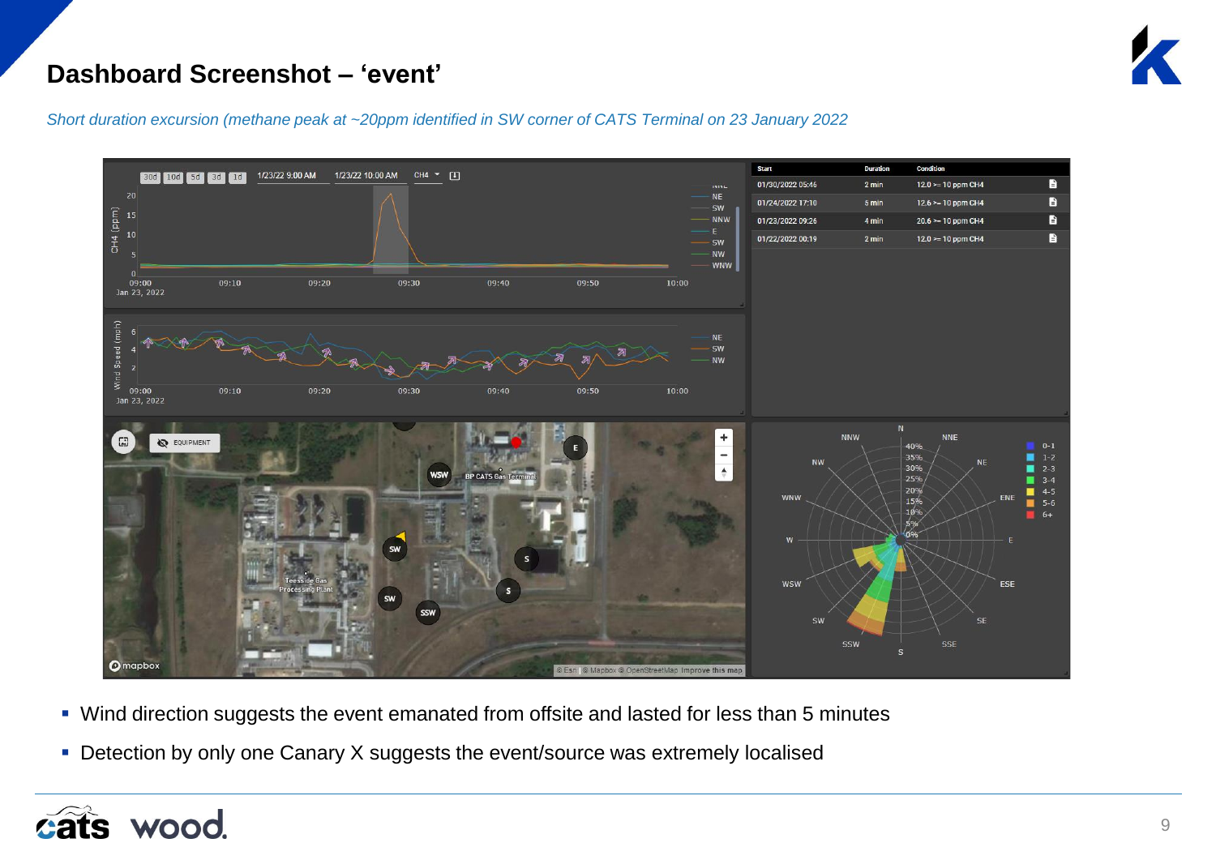# Dashboard Screenshot – ‘event’

*Short duration excursion (methane peak at ~20ppm identified in SW corner of CATS Terminal on 23 January 2022*

30d 10d 5d 3d 1d 1/23/22 9:00 AM 1/23/22 10:00 AM CH4

CH4 (ppm)

20
15
10
5
0

09:00
Jan 23, 2022
09:10
09:20
09:30
09:40
09:50
10:00

NE
SW
NNW
E
SW
NW
WNW

Wind Speed (mph)

6
4
2

09:00
Jan 23, 2022
09:10
09:20
09:30
09:40
09:50
10:00

NE
SW
NW

| Start | Duration | Condition |
|---|---|---|
| 01/30/2022 05:46 | 2 min | 12.0 >= 10 ppm CH4 |
| 01/24/2022 17:10 | 5 min | 12.6 >= 10 ppm CH4 |
| 01/23/2022 09:26 | 4 min | 20.6 >= 10 ppm CH4 |
| 01/22/2022 00:19 | 2 min | 12.0 >= 10 ppm CH4 |

EQUIPMENT

E
WSW
BP CATS Gas Terminal
SW
S
S
SW
SSW
Teesside Gas Processing Plant

mapbox
© Esri © Mapbox © OpenStreetMap Improve this map

N
NNE
NE
ENE
E
ESE
SE
SSE
S
SSW
SW
WSW
W
WNW
NW
NNW

40%
35%
30%
25%
20%
15%
10%
5%
0%

0-1
1-2
2-3
3-4
4-5
5-6
6+

- Wind direction suggests the event emanated from offsite and lasted for less than 5 minutes
- Detection by only one Canary X suggests the event/source was extremely localised